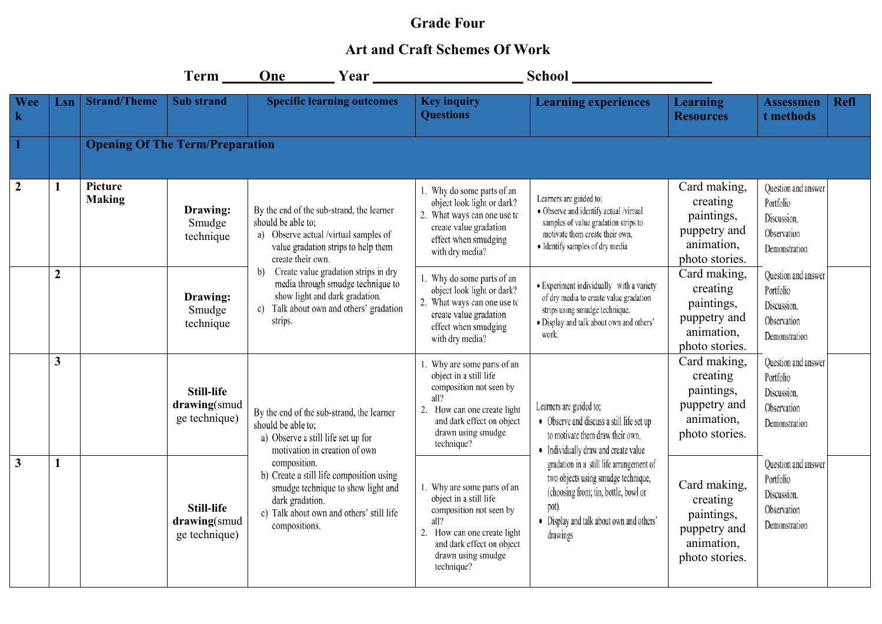# Grade Four

## Art and Craft Schemes Of Work

**Term \_\_\_\_\_One\_\_\_\_\_\_ Year \_\_\_\_\_\_\_\_\_\_\_\_\_\_\_\_\_\_\_\_ School \_\_\_\_\_\_\_\_\_\_\_\_\_\_\_\_\_\_\_**

| Week | Lsn | Strand/Theme | Sub strand | Specific learning outcomes | Key inquiry Questions | Learning experiences | Learning Resources | Assessment methods | Refl |
|---|---|---|---|---|---|---|---|---|---|
| 1 | | **Opening Of The Term/Preparation** | | | | | | | |
| 2 | 1 | **Picture Making** | **Drawing:** Smudge technique | By the end of the sub-strand, the learner should be able to; a) Observe actual /virtual samples of value gradation strips to help them create their own. b) Create value gradation strips in dry media through smudge technique to show light and dark gradation. c) Talk about own and others' gradation strips. | 1. Why do some parts of an object look light or dark? 2. What ways can one use to create value gradation effect when smudging with dry media? | Learners are guided to; • Observe and identify actual /virtual samples of value gradation strips to motivate them create their own. • Identify samples of dry media | Card making, creating paintings, puppetry and animation, photo stories. | Question and answer Portfolio Discussion, Observation Demonstration | |
| | 2 | | **Drawing:** Smudge technique | | 1. Why do some parts of an object look light or dark? 2. What ways can one use to create value gradation effect when smudging with dry media? | • Experiment individually with a variety of dry media to create value gradation strips using smudge technique. • Display and talk about own and others' work. | Card making, creating paintings, puppetry and animation, photo stories. | Question and answer Portfolio Discussion, Observation Demonstration | |
| | 3 | | **Still-life drawing**(smudge technique) | By the end of the sub-strand, the learner should be able to; a) Observe a still life set up for motivation in creation of own composition. b) Create a still life composition using smudge technique to show light and dark gradation. c) Talk about own and others' still life compositions. | 1. Why are some parts of an object in a still life composition not seen by all? 2. How can one create light and dark effect on object drawn using smudge technique? | Learners are guided to; • Observe and discuss a still life set up to motivate them draw their own. • Individually draw and create value gradation in a still life arrangement of two objects using smudge technique, (choosing from; tin, bottle, bowl or pot). • Display and talk about own and others' drawings | Card making, creating paintings, puppetry and animation, photo stories. | Question and answer Portfolio Discussion, Observation Demonstration | |
| 3 | 1 | | **Still-life drawing**(smudge technique) | | 1. Why are some parts of an object in a still life composition not seen by all? 2. How can one create light and dark effect on object drawn using smudge technique? | | Card making, creating paintings, puppetry and animation, photo stories. | Question and answer Portfolio Discussion, Observation Demonstration | |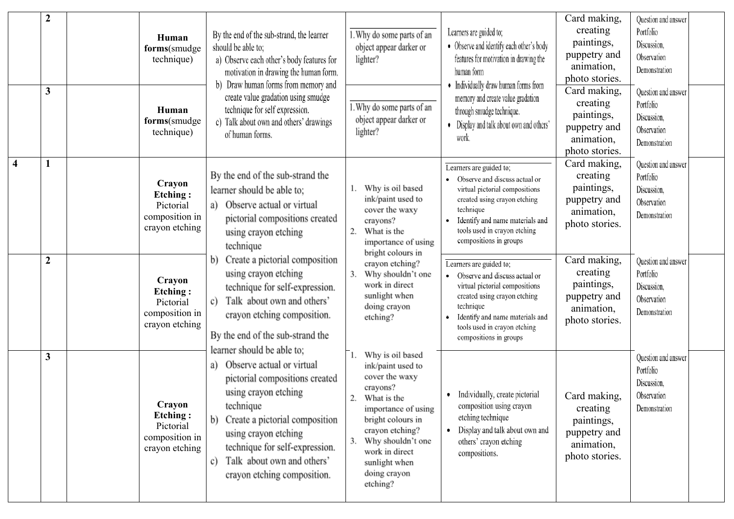| | 2 | | **Human forms**(smudge technique) | By the end of the sub-strand, the learner should be able to; a) Observe each other's body features for motivation in drawing the human form. b) Draw human forms from memory and create value gradation using smudge technique for self expression. c) Talk about own and others' drawings of human forms. | 1. Why do some parts of an object appear darker or lighter? | Learners are guided to; • Observe and identify each other's body features for motivation in drawing the human form • Individually draw human forms from memory and create value gradation through smudge technique. • Display and talk about own and others' work. | Card making, creating paintings, puppetry and animation, photo stories. | Question and answer Portfolio Discussion, Observation Demonstration | |
|---|---|---|---|---|---|---|---|---|---|
| | 3 | | **Human forms**(smudge technique) | | 1. Why do some parts of an object appear darker or lighter? | | Card making, creating paintings, puppetry and animation, photo stories. | Question and answer Portfolio Discussion, Observation Demonstration | |
| 4 | 1 | | **Crayon Etching :** Pictorial composition in crayon etching | By the end of the sub-strand the learner should be able to; a) Observe actual or virtual pictorial compositions created using crayon etching technique b) Create a pictorial composition using crayon etching technique for self-expression. c) Talk about own and others' crayon etching composition. | 1. Why is oil based ink/paint used to cover the waxy crayons? 2. What is the importance of using bright colours in crayon etching? 3. Why shouldn't one work in direct sunlight when doing crayon etching? | Learners are guided to; • Observe and discuss actual or virtual pictorial compositions created using crayon etching technique • Identify and name materials and tools used in crayon etching compositions in groups | Card making, creating paintings, puppetry and animation, photo stories. | Question and answer Portfolio Discussion, Observation Demonstration | |
| | 2 | | **Crayon Etching :** Pictorial composition in crayon etching | | | Learners are guided to; • Observe and discuss actual or virtual pictorial compositions created using crayon etching technique • Identify and name materials and tools used in crayon etching compositions in groups | Card making, creating paintings, puppetry and animation, photo stories. | Question and answer Portfolio Discussion, Observation Demonstration | |
| | 3 | | **Crayon Etching :** Pictorial composition in crayon etching | By the end of the sub-strand the learner should be able to; a) Observe actual or virtual pictorial compositions created using crayon etching technique b) Create a pictorial composition using crayon etching technique for self-expression. c) Talk about own and others' crayon etching composition. | 1. Why is oil based ink/paint used to cover the waxy crayons? 2. What is the importance of using bright colours in crayon etching? 3. Why shouldn't one work in direct sunlight when doing crayon etching? | • Individually, create pictorial composition using crayon etching technique • Display and talk about own and others' crayon etching compositions. | Card making, creating paintings, puppetry and animation, photo stories. | Question and answer Portfolio Discussion, Observation Demonstration | |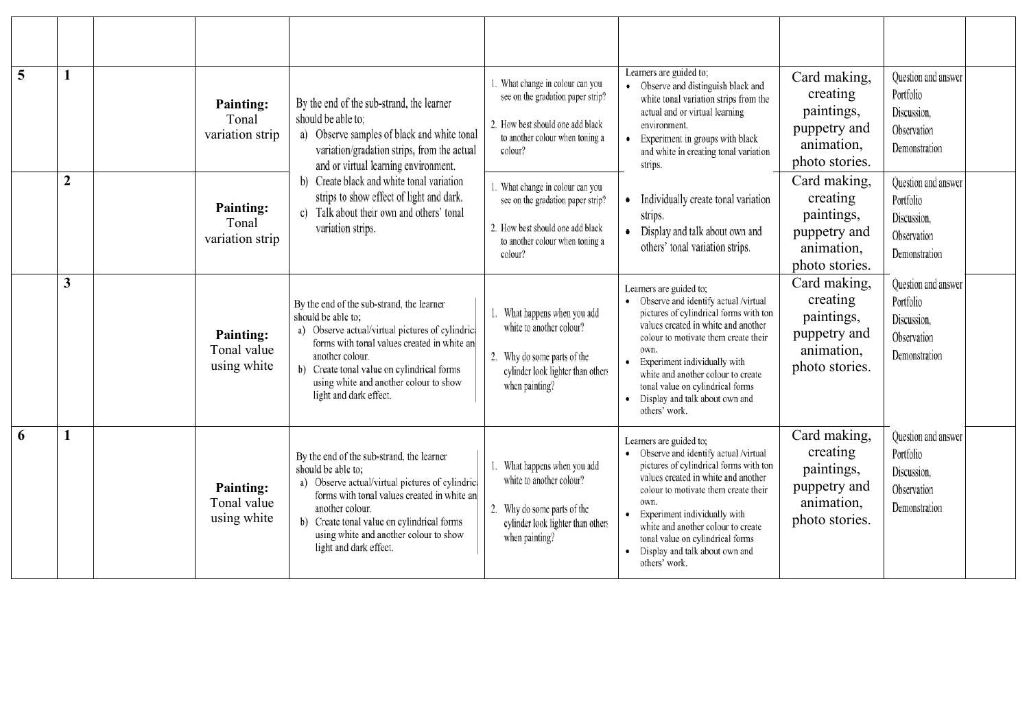| | | | | | | | | | |
|---|---|---|---|---|---|---|---|---|---|
| 5 | 1 | | **Painting:** Tonal variation strip | By the end of the sub-strand, the learner should be able to; a) Observe samples of black and white tonal variation/gradation strips, from the actual and or virtual learning environment. b) Create black and white tonal variation strips to show effect of light and dark. c) Talk about their own and others' tonal variation strips. | 1. What change in colour can you see on the gradation paper strip? 2. How best should one add black to another colour when toning a colour? | Learners are guided to; • Observe and distinguish black and white tonal variation strips from the actual and or virtual learning environment. • Experiment in groups with black and white in creating tonal variation strips. | Card making, creating paintings, puppetry and animation, photo stories. | Question and answer Portfolio Discussion, Observation Demonstration | |
| | 2 | | **Painting:** Tonal variation strip | | 1. What change in colour can you see on the gradation paper strip? 2. How best should one add black to another colour when toning a colour? | • Individually create tonal variation strips. • Display and talk about own and others' tonal variation strips. | Card making, creating paintings, puppetry and animation, photo stories. | Question and answer Portfolio Discussion, Observation Demonstration | |
| | 3 | | **Painting:** Tonal value using white | By the end of the sub-strand, the learner should be able to; a) Observe actual/virtual pictures of cylindrica forms with tonal values created in white an another colour. b) Create tonal value on cylindrical forms using white and another colour to show light and dark effect. | 1. What happens when you add white to another colour? 2. Why do some parts of the cylinder look lighter than others when painting? | Learners are guided to; • Observe and identify actual /virtual pictures of cylindrical forms with ton values created in white and another colour to motivate them create their own. • Experiment individually with white and another colour to create tonal value on cylindrical forms • Display and talk about own and others' work. | Card making, creating paintings, puppetry and animation, photo stories. | Question and answer Portfolio Discussion, Observation Demonstration | |
| 6 | 1 | | **Painting:** Tonal value using white | By the end of the sub-strand, the learner should be able to; a) Observe actual/virtual pictures of cylindric forms with tonal values created in white an another colour. b) Create tonal value on cylindrical forms using white and another colour to show light and dark effect. | 1. What happens when you add white to another colour? 2. Why do some parts of the cylinder look lighter than others when painting? | Learners are guided to; • Observe and identify actual /virtual pictures of cylindrical forms with ton values created in white and another colour to motivate them create their own. • Experiment individually with white and another colour to create tonal value on cylindrical forms • Display and talk about own and others' work. | Card making, creating paintings, puppetry and animation, photo stories. | Question and answer Portfolio Discussion, Observation Demonstration | |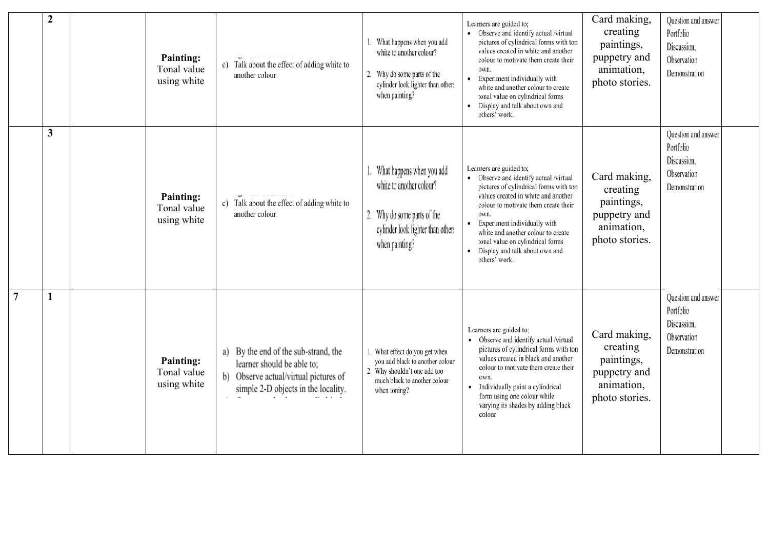|   |   |   |   |   |   |   |   |   |   |
|---|---|---|---|---|---|---|---|---|---|
|   | 2 |   | **Painting:** Tonal value using white | c) Talk about the effect of adding white to another colour. | 1. What happens when you add white to another colour?<br>2. Why do some parts of the cylinder look lighter than others when painting? | Learners are guided to;<br>• Observe and identify actual /virtual pictures of cylindrical forms with ton values created in white and another colour to motivate them create their own.<br>• Experiment individually with white and another colour to create tonal value on cylindrical forms<br>• Display and talk about own and others' work. | Card making, creating paintings, puppetry and animation, photo stories. | Question and answer<br>Portfolio<br>Discussion,<br>Observation<br>Demonstration |   |
|   | 3 |   | **Painting:** Tonal value using white | c) Talk about the effect of adding white to another colour. | 1. What happens when you add white to another colour?<br>2. Why do some parts of the cylinder look lighter than others when painting? | Learners are guided to;<br>• Observe and identify actual /virtual pictures of cylindrical forms with ton values created in white and another colour to motivate them create their own.<br>• Experiment individually with white and another colour to create tonal value on cylindrical forms<br>• Display and talk about own and others' work. | Card making, creating paintings, puppetry and animation, photo stories. | Question and answer<br>Portfolio<br>Discussion,<br>Observation<br>Demonstration |   |
| 7 | 1 |   | **Painting:** Tonal value using white | a) By the end of the sub-strand, the learner should be able to;<br>b) Observe actual/virtual pictures of simple 2-D objects in the locality. | 1. What effect do you get when you add black to another colour?<br>2. Why shouldn't one add too much black to another colour when toning? | Learners are guided to;<br>• Observe and identify actual /virtual pictures of cylindrical forms with ton values created in black and another colour to motivate them create their own.<br>• Individually paint a cylindrical form using one colour while varying its shades by adding black colour | Card making, creating paintings, puppetry and animation, photo stories. | Question and answer<br>Portfolio<br>Discussion,<br>Observation<br>Demonstration |   |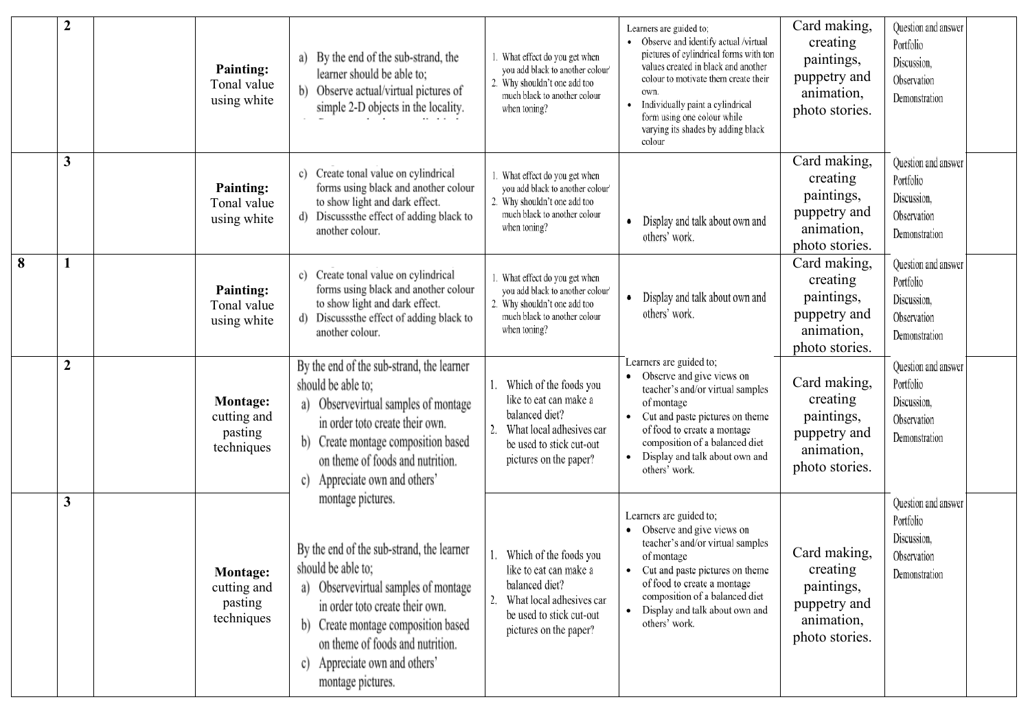| | | | | | | | | |
|---|---|---|---|---|---|---|---|---|
| | 2 | | **Painting:** Tonal value using white | a) By the end of the sub-strand, the learner should be able to;<br>b) Observe actual/virtual pictures of simple 2-D objects in the locality. | 1. What effect do you get when you add black to another colour?<br>2. Why shouldn't one add too much black to another colour when toning? | Learners are guided to;<br>• Observe and identify actual /virtual pictures of cylindrical forms with ton values created in black and another colour to motivate them create their own.<br>• Individually paint a cylindrical form using one colour while varying its shades by adding black colour | Card making, creating paintings, puppetry and animation, photo stories. | Question and answer<br>Portfolio<br>Discussion,<br>Observation<br>Demonstration | |
| | 3 | | **Painting:** Tonal value using white | c) Create tonal value on cylindrical forms using black and another colour to show light and dark effect.<br>d) Discusssthe effect of adding black to another colour. | 1. What effect do you get when you add black to another colour?<br>2. Why shouldn't one add too much black to another colour when toning? | • Display and talk about own and others' work. | Card making, creating paintings, puppetry and animation, photo stories. | Question and answer<br>Portfolio<br>Discussion,<br>Observation<br>Demonstration | |
| 8 | 1 | | **Painting:** Tonal value using white | c) Create tonal value on cylindrical forms using black and another colour to show light and dark effect.<br>d) Discusssthe effect of adding black to another colour. | 1. What effect do you get when you add black to another colour?<br>2. Why shouldn't one add too much black to another colour when toning? | • Display and talk about own and others' work. | Card making, creating paintings, puppetry and animation, photo stories. | Question and answer<br>Portfolio<br>Discussion,<br>Observation<br>Demonstration | |
| | 2 | | **Montage:** cutting and pasting techniques | By the end of the sub-strand, the learner should be able to;<br>a) Observevirtual samples of montage in order toto create their own.<br>b) Create montage composition based on theme of foods and nutrition.<br>c) Appreciate own and others' montage pictures. | 1. Which of the foods you like to eat can make a balanced diet?<br>2. What local adhesives car be used to stick cut-out pictures on the paper? | Learners are guided to;<br>• Observe and give views on teacher's and/or virtual samples of montage<br>• Cut and paste pictures on theme of food to create a montage composition of a balanced diet<br>• Display and talk about own and others' work. | Card making, creating paintings, puppetry and animation, photo stories. | Question and answer<br>Portfolio<br>Discussion,<br>Observation<br>Demonstration | |
| | 3 | | **Montage:** cutting and pasting techniques | By the end of the sub-strand, the learner should be able to;<br>a) Observevirtual samples of montage in order toto create their own.<br>b) Create montage composition based on theme of foods and nutrition.<br>c) Appreciate own and others' montage pictures. | 1. Which of the foods you like to eat can make a balanced diet?<br>2. What local adhesives car be used to stick cut-out pictures on the paper? | Learners are guided to;<br>• Observe and give views on teacher's and/or virtual samples of montage<br>• Cut and paste pictures on theme of food to create a montage composition of a balanced diet<br>• Display and talk about own and others' work. | Card making, creating paintings, puppetry and animation, photo stories. | Question and answer<br>Portfolio<br>Discussion,<br>Observation<br>Demonstration | |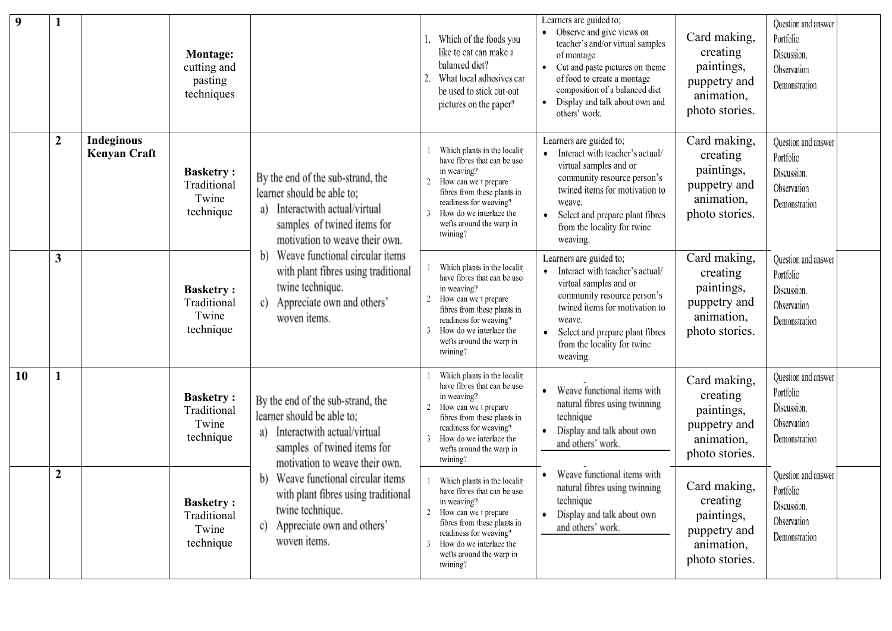| 9 | 1 | | **Montage:** cutting and pasting techniques | | 1. Which of the foods you like to eat can make a balanced diet?<br>2. What local adhesives can be used to stick cut-out pictures on the paper? | Learners are guided to;<br>• Observe and give views on teacher's and/or virtual samples of montage<br>• Cut and paste pictures on theme of food to create a montage composition of a balanced diet<br>• Display and talk about own and others' work. | Card making, creating paintings, puppetry and animation, photo stories. | Question and answer<br>Portfolio<br>Discussion,<br>Observation<br>Demonstration | |
|---|---|---|---|---|---|---|---|---|---|
| | 2 | **Indeginous Kenyan Craft** | **Basketry :** Traditional Twine technique | By the end of the sub-strand, the learner should be able to;<br>a) Interactwith actual/virtual samples of twined items for motivation to weave their own.<br>b) Weave functional circular items with plant fibres using traditional twine technique.<br>c) Appreciate own and others' woven items. | 1 Which plants in the locality have fibres that can be used in weaving?<br>2 How can we t prepare fibres from these plants in readiness for weaving?<br>3 How do we interlace the wefts around the warp in twining? | Learners are guided to;<br>• Interact with teacher's actual/ virtual samples and or community resource person's twined items for motivation to weave.<br>• Select and prepare plant fibres from the locality for twine weaving. | Card making, creating paintings, puppetry and animation, photo stories. | Question and answer<br>Portfolio<br>Discussion,<br>Observation<br>Demonstration | |
| | 3 | | **Basketry :** Traditional Twine technique | | 1 Which plants in the locality have fibres that can be used in weaving?<br>2 How can we t prepare fibres from these plants in readiness for weaving?<br>3 How do we interlace the wefts around the warp in twining? | Learners are guided to;<br>• Interact with teacher's actual/ virtual samples and or community resource person's twined items for motivation to weave.<br>• Select and prepare plant fibres from the locality for twine weaving. | Card making, creating paintings, puppetry and animation, photo stories. | Question and answer<br>Portfolio<br>Discussion,<br>Observation<br>Demonstration | |
| 10 | 1 | | **Basketry :** Traditional Twine technique | By the end of the sub-strand, the learner should be able to;<br>a) Interactwith actual/virtual samples of twined items for motivation to weave their own.<br>b) Weave functional circular items with plant fibres using traditional twine technique.<br>c) Appreciate own and others' woven items. | 1 Which plants in the locality have fibres that can be used in weaving?<br>2 How can we t prepare fibres from these plants in readiness for weaving?<br>3 How do we interlace the wefts around the warp in twining? | • Weave functional items with natural fibres using twinning technique<br>• Display and talk about own and others' work. | Card making, creating paintings, puppetry and animation, photo stories. | Question and answer<br>Portfolio<br>Discussion,<br>Observation<br>Demonstration | |
| | 2 | | **Basketry :** Traditional Twine technique | | 1 Which plants in the locality have fibres that can be used in weaving?<br>2 How can we t prepare fibres from these plants in readiness for weaving?<br>3 How do we interlace the wefts around the warp in twining? | • Weave functional items with natural fibres using twinning technique<br>• Display and talk about own and others' work. | Card making, creating paintings, puppetry and animation, photo stories. | Question and answer<br>Portfolio<br>Discussion,<br>Observation<br>Demonstration | |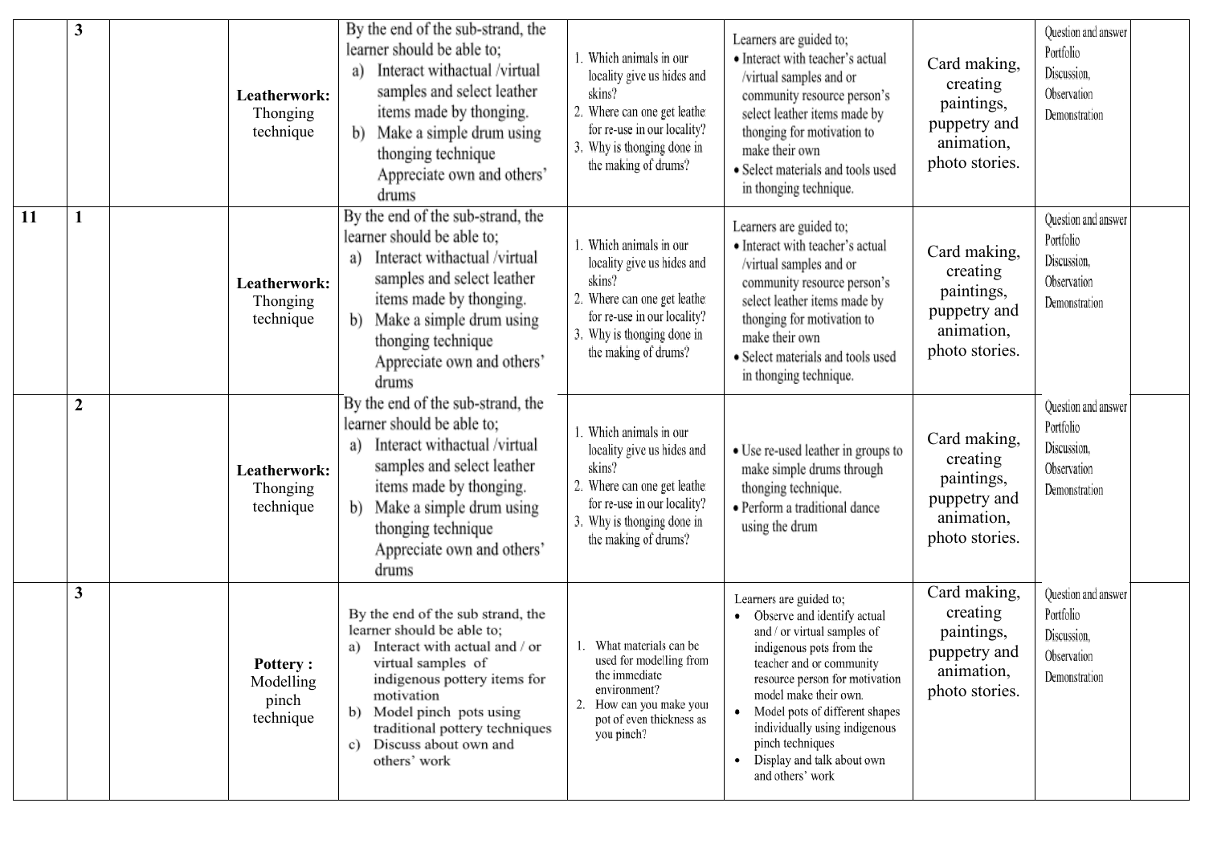|  | 3 |  | **Leatherwork:** Thonging technique | By the end of the sub-strand, the learner should be able to;<br>a) Interact withactual /virtual samples and select leather items made by thonging.<br>b) Make a simple drum using thonging technique Appreciate own and others' drums | 1. Which animals in our locality give us hides and skins?<br>2. Where can one get leathe for re-use in our locality?<br>3. Why is thonging done in the making of drums? | Learners are guided to;<br>• Interact with teacher's actual /virtual samples and or community resource person's select leather items made by thonging for motivation to make their own<br>• Select materials and tools used in thonging technique. | Card making, creating paintings, puppetry and animation, photo stories. | Question and answer Portfolio Discussion, Observation Demonstration |  |
|---|---|---|---|---|---|---|---|---|---|
| 11 | 1 |  | **Leatherwork:** Thonging technique | By the end of the sub-strand, the learner should be able to;<br>a) Interact withactual /virtual samples and select leather items made by thonging.<br>b) Make a simple drum using thonging technique Appreciate own and others' drums | 1. Which animals in our locality give us hides and skins?<br>2. Where can one get leathe for re-use in our locality?<br>3. Why is thonging done in the making of drums? | Learners are guided to;<br>• Interact with teacher's actual /virtual samples and or community resource person's select leather items made by thonging for motivation to make their own<br>• Select materials and tools used in thonging technique. | Card making, creating paintings, puppetry and animation, photo stories. | Question and answer Portfolio Discussion, Observation Demonstration |  |
|  | 2 |  | **Leatherwork:** Thonging technique | By the end of the sub-strand, the learner should be able to;<br>a) Interact withactual /virtual samples and select leather items made by thonging.<br>b) Make a simple drum using thonging technique Appreciate own and others' drums | 1. Which animals in our locality give us hides and skins?<br>2. Where can one get leathe for re-use in our locality?<br>3. Why is thonging done in the making of drums? | • Use re-used leather in groups to make simple drums through thonging technique.<br>• Perform a traditional dance using the drum | Card making, creating paintings, puppetry and animation, photo stories. | Question and answer Portfolio Discussion, Observation Demonstration |  |
|  | 3 |  | **Pottery :** Modelling pinch technique | By the end of the sub strand, the learner should be able to;<br>a) Interact with actual and / or virtual samples of indigenous pottery items for motivation<br>b) Model pinch pots using traditional pottery techniques<br>c) Discuss about own and others' work | 1. What materials can be used for modelling from the immediate environment?<br>2. How can you make youi pot of even thickness as you pinch? | Learners are guided to;<br>• Observe and identify actual and / or virtual samples of indigenous pots from the teacher and or community resource person for motivation model make their own.<br>• Model pots of different shapes individually using indigenous pinch techniques<br>• Display and talk about own and others' work | Card making, creating paintings, puppetry and animation, photo stories. | Question and answer Portfolio Discussion, Observation Demonstration |  |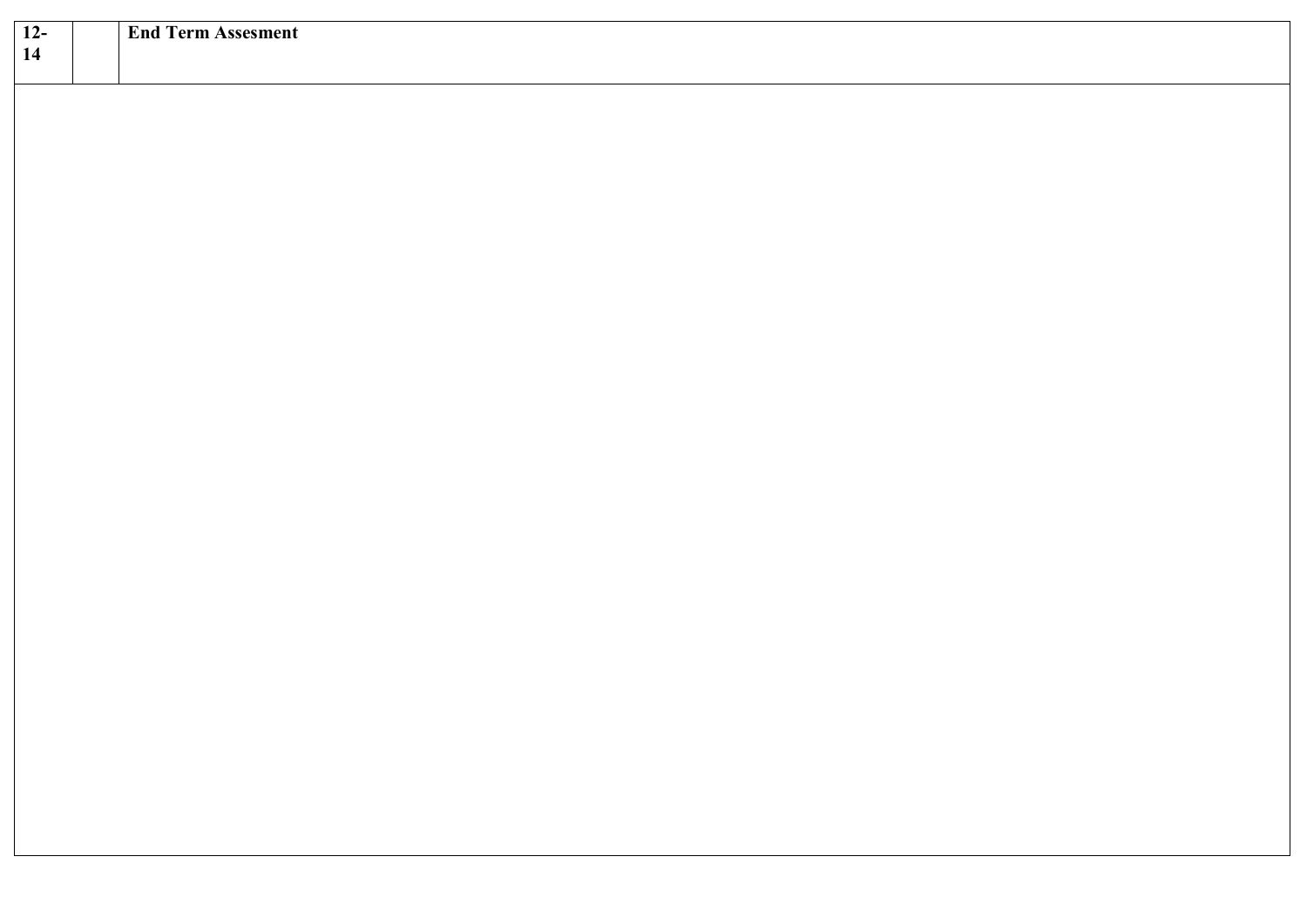| | | |
|---|---|---|
| **12-14** | | **End Term Assesment** |